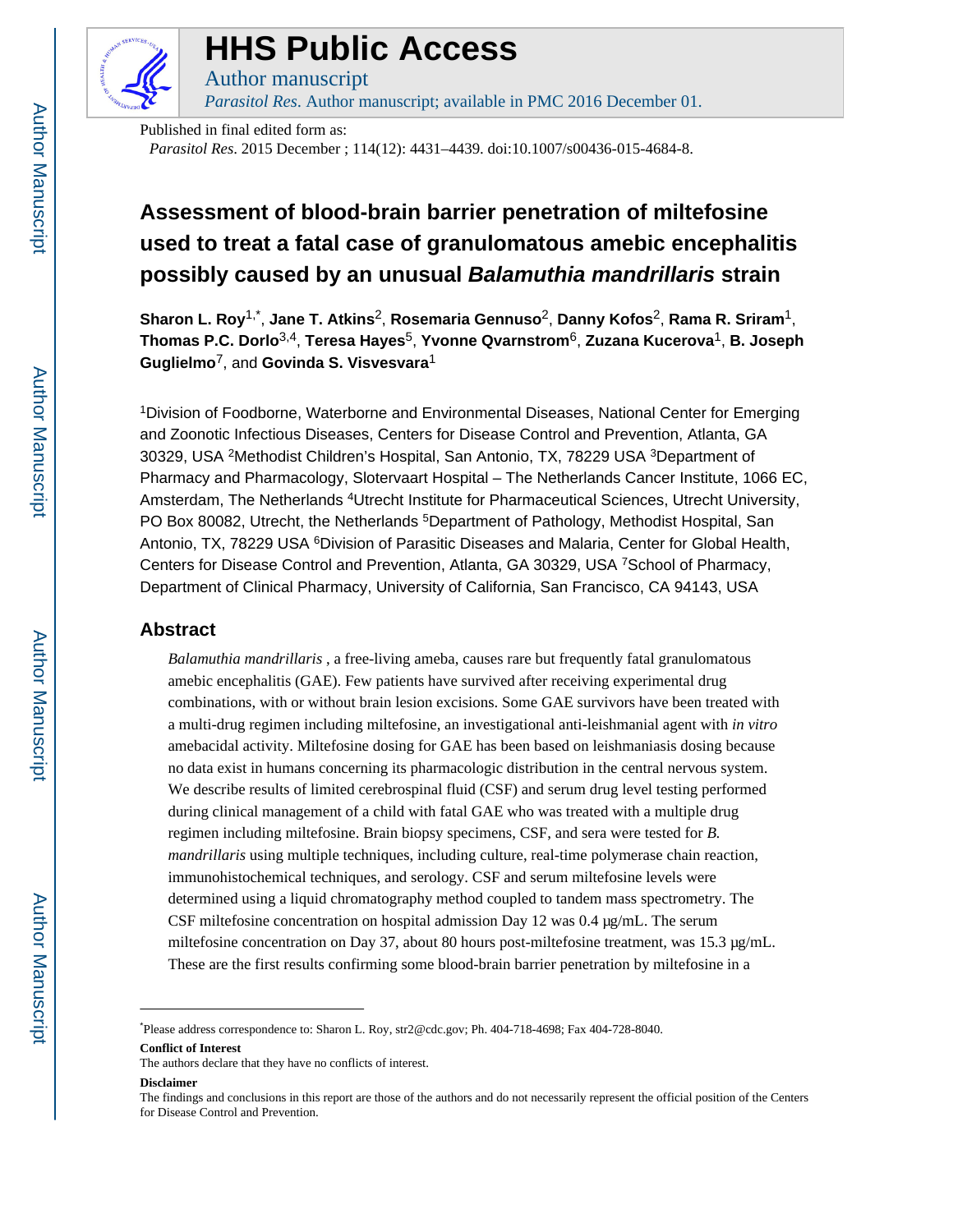# HHS Public Access

Author manuscript

*Parasitol Res*. Author manuscript; available in PMC 2016 December 01.

Published in final edited form as:

*Parasitol Res*. 2015 December ; 114(12): 4431–4439. doi:10.1007/s00436-015-4684-8.

# Assessment of blood-brain barrier penetration of miltefosine used to treat a fatal case of granulomatous amebic encephalitis possibly caused by an unusual *Balamuthia mandrillaris* strain

**Sharon L. Roy**[1,*], **Jane T. Atkins**[2], **Rosemaria Gennuso**[2], **Danny Kofos**[2], **Rama R. Sriram**[1], **Thomas P.C. Dorlo**[3,4], **Teresa Hayes**[5], **Yvonne Qvarnstrom**[6], **Zuzana Kucerova**[1], **B. Joseph Guglielmo**[7], and **Govinda S. Visvesvara**[1]

[1]Division of Foodborne, Waterborne and Environmental Diseases, National Center for Emerging and Zoonotic Infectious Diseases, Centers for Disease Control and Prevention, Atlanta, GA 30329, USA [2]Methodist Children's Hospital, San Antonio, TX, 78229 USA [3]Department of Pharmacy and Pharmacology, Slotervaart Hospital – The Netherlands Cancer Institute, 1066 EC, Amsterdam, The Netherlands [4]Utrecht Institute for Pharmaceutical Sciences, Utrecht University, PO Box 80082, Utrecht, the Netherlands [5]Department of Pathology, Methodist Hospital, San Antonio, TX, 78229 USA [6]Division of Parasitic Diseases and Malaria, Center for Global Health, Centers for Disease Control and Prevention, Atlanta, GA 30329, USA [7]School of Pharmacy, Department of Clinical Pharmacy, University of California, San Francisco, CA 94143, USA

## Abstract

*Balamuthia mandrillaris* , a free-living ameba, causes rare but frequently fatal granulomatous amebic encephalitis (GAE). Few patients have survived after receiving experimental drug combinations, with or without brain lesion excisions. Some GAE survivors have been treated with a multi-drug regimen including miltefosine, an investigational anti-leishmanial agent with *in vitro* amebacidal activity. Miltefosine dosing for GAE has been based on leishmaniasis dosing because no data exist in humans concerning its pharmacologic distribution in the central nervous system. We describe results of limited cerebrospinal fluid (CSF) and serum drug level testing performed during clinical management of a child with fatal GAE who was treated with a multiple drug regimen including miltefosine. Brain biopsy specimens, CSF, and sera were tested for *B. mandrillaris* using multiple techniques, including culture, real-time polymerase chain reaction, immunohistochemical techniques, and serology. CSF and serum miltefosine levels were determined using a liquid chromatography method coupled to tandem mass spectrometry. The CSF miltefosine concentration on hospital admission Day 12 was 0.4 μg/mL. The serum miltefosine concentration on Day 37, about 80 hours post-miltefosine treatment, was 15.3 μg/mL. These are the first results confirming some blood-brain barrier penetration by miltefosine in a

---

*Please address correspondence to: Sharon L. Roy, str2@cdc.gov; Ph. 404-718-4698; Fax 404-728-8040.

**Conflict of Interest**

The authors declare that they have no conflicts of interest.

**Disclaimer**

The findings and conclusions in this report are those of the authors and do not necessarily represent the official position of the Centers for Disease Control and Prevention.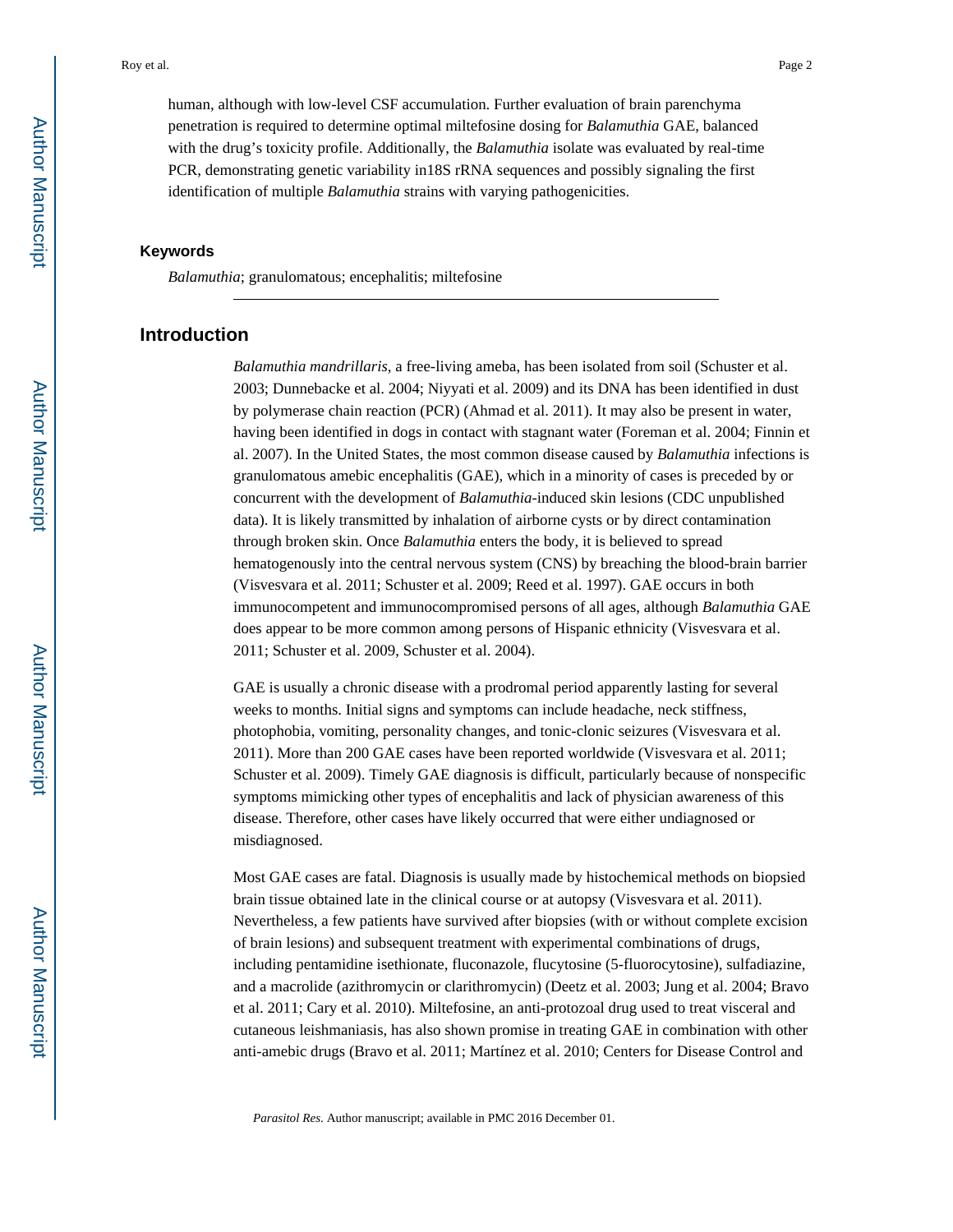human, although with low-level CSF accumulation. Further evaluation of brain parenchyma penetration is required to determine optimal miltefosine dosing for *Balamuthia* GAE, balanced with the drug's toxicity profile. Additionally, the *Balamuthia* isolate was evaluated by real-time PCR, demonstrating genetic variability in18S rRNA sequences and possibly signaling the first identification of multiple *Balamuthia* strains with varying pathogenicities.

### Keywords

*Balamuthia*; granulomatous; encephalitis; miltefosine

## Introduction

*Balamuthia mandrillaris*, a free-living ameba, has been isolated from soil (Schuster et al. 2003; Dunnebacke et al. 2004; Niyyati et al. 2009) and its DNA has been identified in dust by polymerase chain reaction (PCR) (Ahmad et al. 2011). It may also be present in water, having been identified in dogs in contact with stagnant water (Foreman et al. 2004; Finnin et al. 2007). In the United States, the most common disease caused by *Balamuthia* infections is granulomatous amebic encephalitis (GAE), which in a minority of cases is preceded by or concurrent with the development of *Balamuthia*-induced skin lesions (CDC unpublished data). It is likely transmitted by inhalation of airborne cysts or by direct contamination through broken skin. Once *Balamuthia* enters the body, it is believed to spread hematogenously into the central nervous system (CNS) by breaching the blood-brain barrier (Visvesvara et al. 2011; Schuster et al. 2009; Reed et al. 1997). GAE occurs in both immunocompetent and immunocompromised persons of all ages, although *Balamuthia* GAE does appear to be more common among persons of Hispanic ethnicity (Visvesvara et al. 2011; Schuster et al. 2009, Schuster et al. 2004).

GAE is usually a chronic disease with a prodromal period apparently lasting for several weeks to months. Initial signs and symptoms can include headache, neck stiffness, photophobia, vomiting, personality changes, and tonic-clonic seizures (Visvesvara et al. 2011). More than 200 GAE cases have been reported worldwide (Visvesvara et al. 2011; Schuster et al. 2009). Timely GAE diagnosis is difficult, particularly because of nonspecific symptoms mimicking other types of encephalitis and lack of physician awareness of this disease. Therefore, other cases have likely occurred that were either undiagnosed or misdiagnosed.

Most GAE cases are fatal. Diagnosis is usually made by histochemical methods on biopsied brain tissue obtained late in the clinical course or at autopsy (Visvesvara et al. 2011). Nevertheless, a few patients have survived after biopsies (with or without complete excision of brain lesions) and subsequent treatment with experimental combinations of drugs, including pentamidine isethionate, fluconazole, flucytosine (5-fluorocytosine), sulfadiazine, and a macrolide (azithromycin or clarithromycin) (Deetz et al. 2003; Jung et al. 2004; Bravo et al. 2011; Cary et al. 2010). Miltefosine, an anti-protozoal drug used to treat visceral and cutaneous leishmaniasis, has also shown promise in treating GAE in combination with other anti-amebic drugs (Bravo et al. 2011; Martínez et al. 2010; Centers for Disease Control and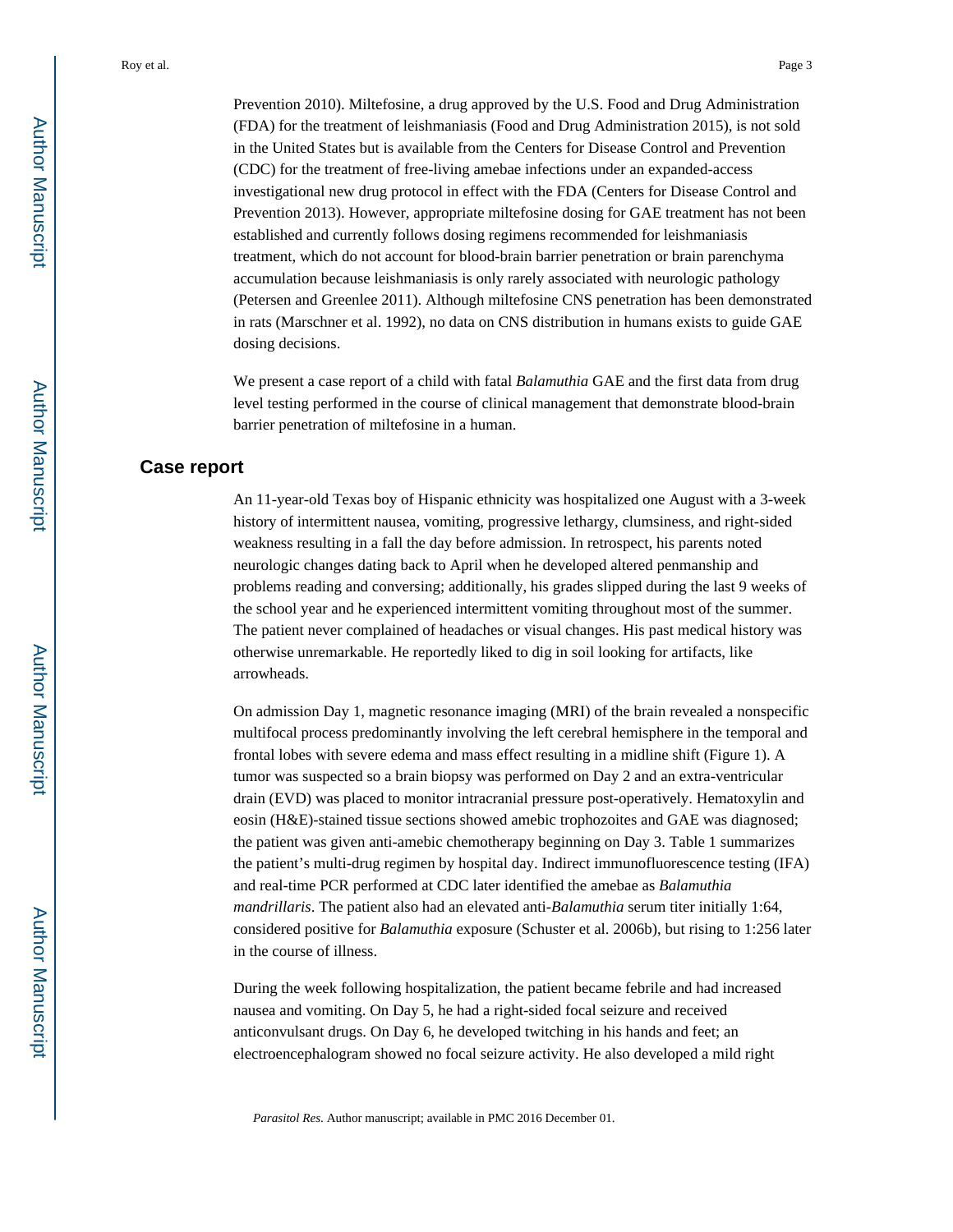Prevention 2010). Miltefosine, a drug approved by the U.S. Food and Drug Administration (FDA) for the treatment of leishmaniasis (Food and Drug Administration 2015), is not sold in the United States but is available from the Centers for Disease Control and Prevention (CDC) for the treatment of free-living amebae infections under an expanded-access investigational new drug protocol in effect with the FDA (Centers for Disease Control and Prevention 2013). However, appropriate miltefosine dosing for GAE treatment has not been established and currently follows dosing regimens recommended for leishmaniasis treatment, which do not account for blood-brain barrier penetration or brain parenchyma accumulation because leishmaniasis is only rarely associated with neurologic pathology (Petersen and Greenlee 2011). Although miltefosine CNS penetration has been demonstrated in rats (Marschner et al. 1992), no data on CNS distribution in humans exists to guide GAE dosing decisions.

We present a case report of a child with fatal *Balamuthia* GAE and the first data from drug level testing performed in the course of clinical management that demonstrate blood-brain barrier penetration of miltefosine in a human.

## Case report

An 11-year-old Texas boy of Hispanic ethnicity was hospitalized one August with a 3-week history of intermittent nausea, vomiting, progressive lethargy, clumsiness, and right-sided weakness resulting in a fall the day before admission. In retrospect, his parents noted neurologic changes dating back to April when he developed altered penmanship and problems reading and conversing; additionally, his grades slipped during the last 9 weeks of the school year and he experienced intermittent vomiting throughout most of the summer. The patient never complained of headaches or visual changes. His past medical history was otherwise unremarkable. He reportedly liked to dig in soil looking for artifacts, like arrowheads.

On admission Day 1, magnetic resonance imaging (MRI) of the brain revealed a nonspecific multifocal process predominantly involving the left cerebral hemisphere in the temporal and frontal lobes with severe edema and mass effect resulting in a midline shift (Figure 1). A tumor was suspected so a brain biopsy was performed on Day 2 and an extra-ventricular drain (EVD) was placed to monitor intracranial pressure post-operatively. Hematoxylin and eosin (H&E)-stained tissue sections showed amebic trophozoites and GAE was diagnosed; the patient was given anti-amebic chemotherapy beginning on Day 3. Table 1 summarizes the patient's multi-drug regimen by hospital day. Indirect immunofluorescence testing (IFA) and real-time PCR performed at CDC later identified the amebae as *Balamuthia mandrillaris*. The patient also had an elevated anti-*Balamuthia* serum titer initially 1:64, considered positive for *Balamuthia* exposure (Schuster et al. 2006b), but rising to 1:256 later in the course of illness.

During the week following hospitalization, the patient became febrile and had increased nausea and vomiting. On Day 5, he had a right-sided focal seizure and received anticonvulsant drugs. On Day 6, he developed twitching in his hands and feet; an electroencephalogram showed no focal seizure activity. He also developed a mild right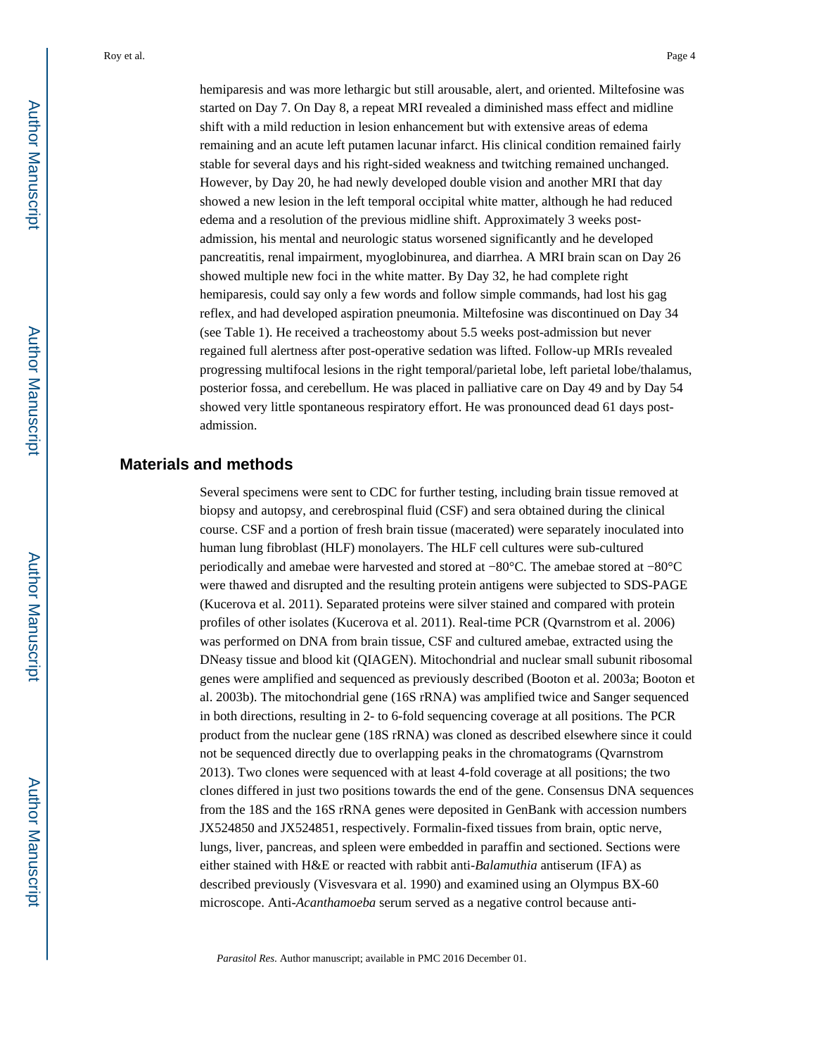hemiparesis and was more lethargic but still arousable, alert, and oriented. Miltefosine was started on Day 7. On Day 8, a repeat MRI revealed a diminished mass effect and midline shift with a mild reduction in lesion enhancement but with extensive areas of edema remaining and an acute left putamen lacunar infarct. His clinical condition remained fairly stable for several days and his right-sided weakness and twitching remained unchanged. However, by Day 20, he had newly developed double vision and another MRI that day showed a new lesion in the left temporal occipital white matter, although he had reduced edema and a resolution of the previous midline shift. Approximately 3 weeks post-admission, his mental and neurologic status worsened significantly and he developed pancreatitis, renal impairment, myoglobinurea, and diarrhea. A MRI brain scan on Day 26 showed multiple new foci in the white matter. By Day 32, he had complete right hemiparesis, could say only a few words and follow simple commands, had lost his gag reflex, and had developed aspiration pneumonia. Miltefosine was discontinued on Day 34 (see Table 1). He received a tracheostomy about 5.5 weeks post-admission but never regained full alertness after post-operative sedation was lifted. Follow-up MRIs revealed progressing multifocal lesions in the right temporal/parietal lobe, left parietal lobe/thalamus, posterior fossa, and cerebellum. He was placed in palliative care on Day 49 and by Day 54 showed very little spontaneous respiratory effort. He was pronounced dead 61 days post-admission.

## Materials and methods

Several specimens were sent to CDC for further testing, including brain tissue removed at biopsy and autopsy, and cerebrospinal fluid (CSF) and sera obtained during the clinical course. CSF and a portion of fresh brain tissue (macerated) were separately inoculated into human lung fibroblast (HLF) monolayers. The HLF cell cultures were sub-cultured periodically and amebae were harvested and stored at −80°C. The amebae stored at −80°C were thawed and disrupted and the resulting protein antigens were subjected to SDS-PAGE (Kucerova et al. 2011). Separated proteins were silver stained and compared with protein profiles of other isolates (Kucerova et al. 2011). Real-time PCR (Qvarnstrom et al. 2006) was performed on DNA from brain tissue, CSF and cultured amebae, extracted using the DNeasy tissue and blood kit (QIAGEN). Mitochondrial and nuclear small subunit ribosomal genes were amplified and sequenced as previously described (Booton et al. 2003a; Booton et al. 2003b). The mitochondrial gene (16S rRNA) was amplified twice and Sanger sequenced in both directions, resulting in 2- to 6-fold sequencing coverage at all positions. The PCR product from the nuclear gene (18S rRNA) was cloned as described elsewhere since it could not be sequenced directly due to overlapping peaks in the chromatograms (Qvarnstrom 2013). Two clones were sequenced with at least 4-fold coverage at all positions; the two clones differed in just two positions towards the end of the gene. Consensus DNA sequences from the 18S and the 16S rRNA genes were deposited in GenBank with accession numbers JX524850 and JX524851, respectively. Formalin-fixed tissues from brain, optic nerve, lungs, liver, pancreas, and spleen were embedded in paraffin and sectioned. Sections were either stained with H&E or reacted with rabbit anti-*Balamuthia* antiserum (IFA) as described previously (Visvesvara et al. 1990) and examined using an Olympus BX-60 microscope. Anti-*Acanthamoeba* serum served as a negative control because anti-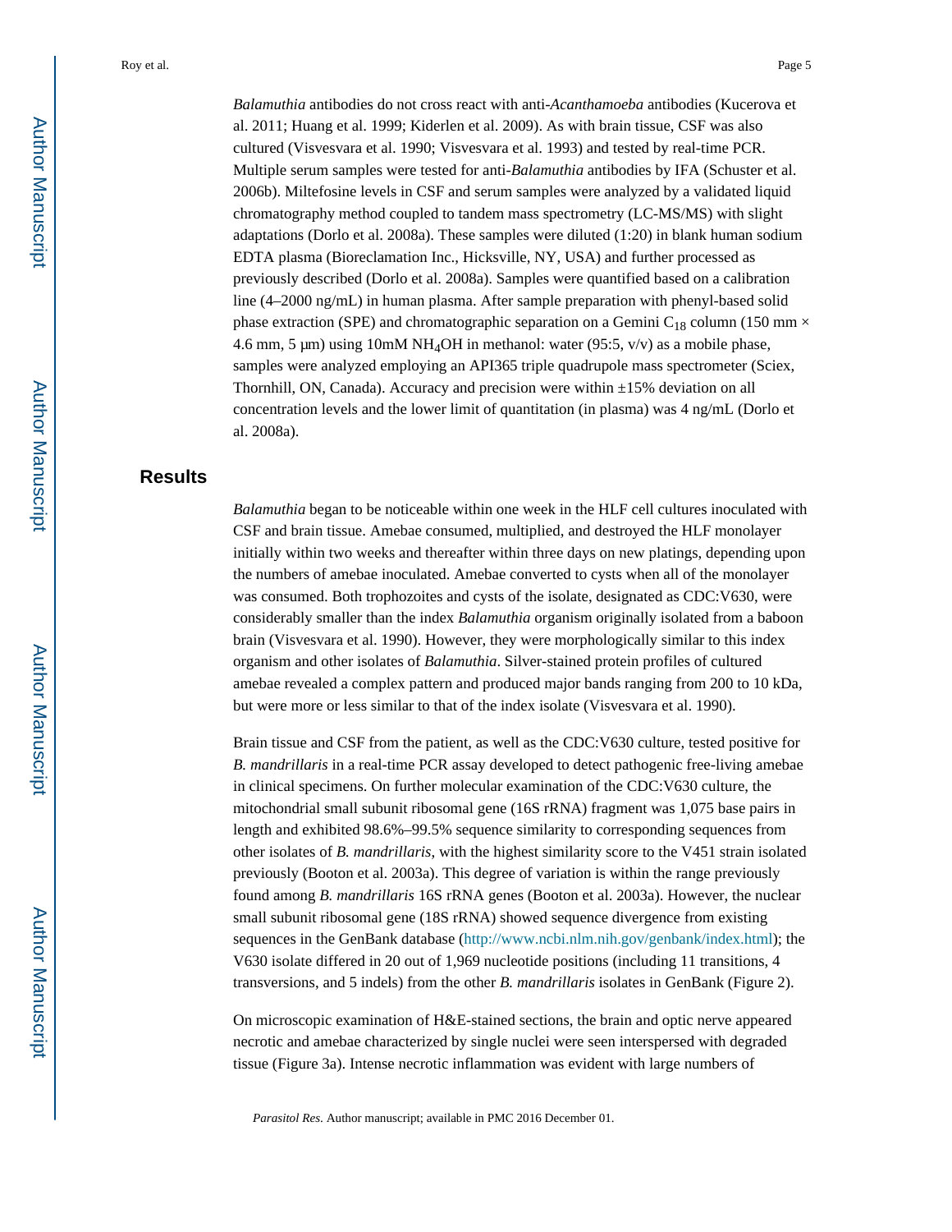*Balamuthia* antibodies do not cross react with anti-*Acanthamoeba* antibodies (Kucerova et al. 2011; Huang et al. 1999; Kiderlen et al. 2009). As with brain tissue, CSF was also cultured (Visvesvara et al. 1990; Visvesvara et al. 1993) and tested by real-time PCR. Multiple serum samples were tested for anti-*Balamuthia* antibodies by IFA (Schuster et al. 2006b). Miltefosine levels in CSF and serum samples were analyzed by a validated liquid chromatography method coupled to tandem mass spectrometry (LC-MS/MS) with slight adaptations (Dorlo et al. 2008a). These samples were diluted (1:20) in blank human sodium EDTA plasma (Bioreclamation Inc., Hicksville, NY, USA) and further processed as previously described (Dorlo et al. 2008a). Samples were quantified based on a calibration line (4–2000 ng/mL) in human plasma. After sample preparation with phenyl-based solid phase extraction (SPE) and chromatographic separation on a Gemini $C_{18}$ column (150 mm × 4.6 mm, 5 μm) using 10mM $NH_4OH$ in methanol: water (95:5, v/v) as a mobile phase, samples were analyzed employing an API365 triple quadrupole mass spectrometer (Sciex, Thornhill, ON, Canada). Accuracy and precision were within ±15% deviation on all concentration levels and the lower limit of quantitation (in plasma) was 4 ng/mL (Dorlo et al. 2008a).

## Results

*Balamuthia* began to be noticeable within one week in the HLF cell cultures inoculated with CSF and brain tissue. Amebae consumed, multiplied, and destroyed the HLF monolayer initially within two weeks and thereafter within three days on new platings, depending upon the numbers of amebae inoculated. Amebae converted to cysts when all of the monolayer was consumed. Both trophozoites and cysts of the isolate, designated as CDC:V630, were considerably smaller than the index *Balamuthia* organism originally isolated from a baboon brain (Visvesvara et al. 1990). However, they were morphologically similar to this index organism and other isolates of *Balamuthia*. Silver-stained protein profiles of cultured amebae revealed a complex pattern and produced major bands ranging from 200 to 10 kDa, but were more or less similar to that of the index isolate (Visvesvara et al. 1990).

Brain tissue and CSF from the patient, as well as the CDC:V630 culture, tested positive for *B. mandrillaris* in a real-time PCR assay developed to detect pathogenic free-living amebae in clinical specimens. On further molecular examination of the CDC:V630 culture, the mitochondrial small subunit ribosomal gene (16S rRNA) fragment was 1,075 base pairs in length and exhibited 98.6%–99.5% sequence similarity to corresponding sequences from other isolates of *B. mandrillaris*, with the highest similarity score to the V451 strain isolated previously (Booton et al. 2003a). This degree of variation is within the range previously found among *B. mandrillaris* 16S rRNA genes (Booton et al. 2003a). However, the nuclear small subunit ribosomal gene (18S rRNA) showed sequence divergence from existing sequences in the GenBank database (http://www.ncbi.nlm.nih.gov/genbank/index.html); the V630 isolate differed in 20 out of 1,969 nucleotide positions (including 11 transitions, 4 transversions, and 5 indels) from the other *B. mandrillaris* isolates in GenBank (Figure 2).

On microscopic examination of H&E-stained sections, the brain and optic nerve appeared necrotic and amebae characterized by single nuclei were seen interspersed with degraded tissue (Figure 3a). Intense necrotic inflammation was evident with large numbers of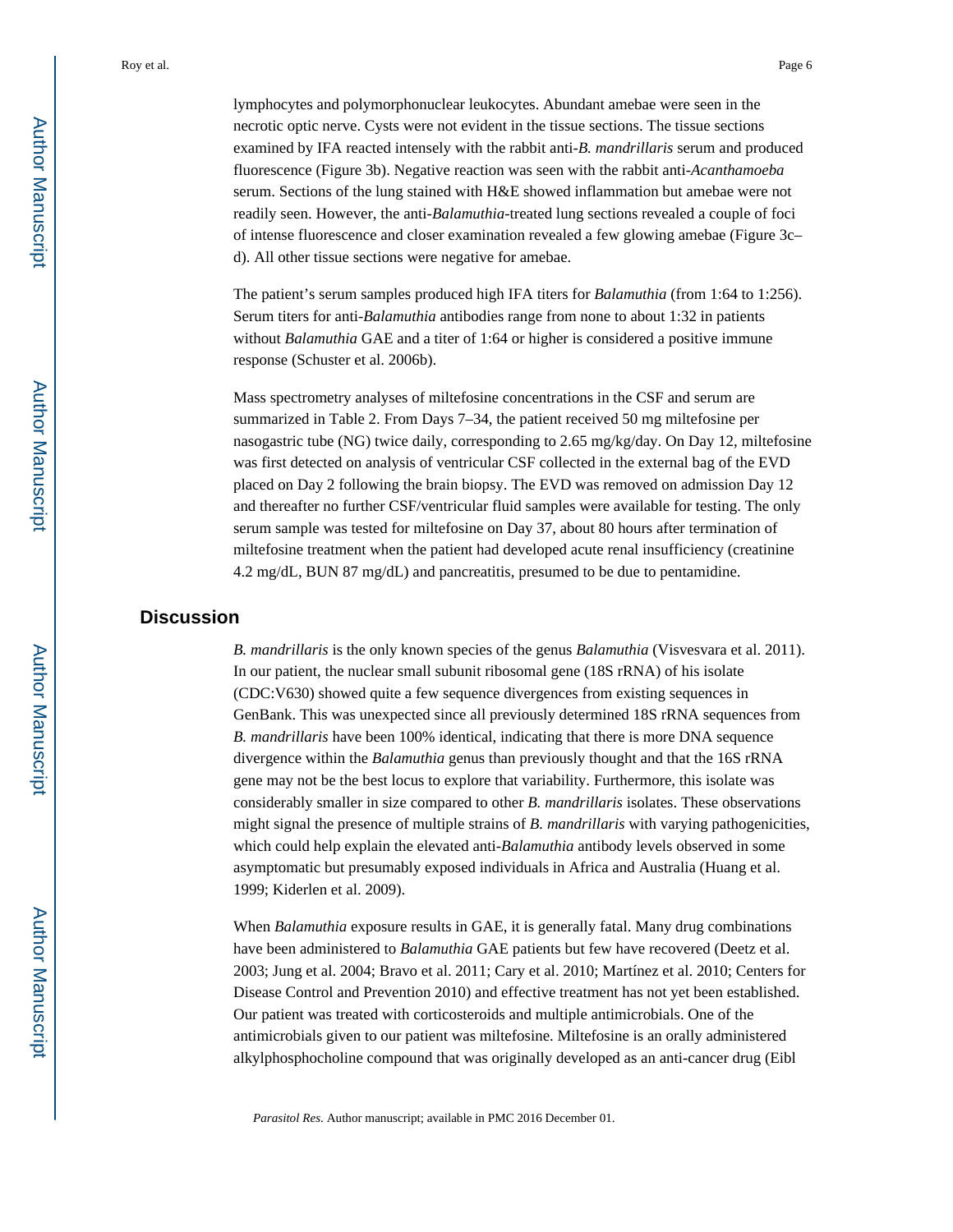lymphocytes and polymorphonuclear leukocytes. Abundant amebae were seen in the necrotic optic nerve. Cysts were not evident in the tissue sections. The tissue sections examined by IFA reacted intensely with the rabbit anti-*B. mandrillaris* serum and produced fluorescence (Figure 3b). Negative reaction was seen with the rabbit anti-*Acanthamoeba* serum. Sections of the lung stained with H&E showed inflammation but amebae were not readily seen. However, the anti-*Balamuthia*-treated lung sections revealed a couple of foci of intense fluorescence and closer examination revealed a few glowing amebae (Figure 3c–d). All other tissue sections were negative for amebae.

The patient's serum samples produced high IFA titers for *Balamuthia* (from 1:64 to 1:256). Serum titers for anti-*Balamuthia* antibodies range from none to about 1:32 in patients without *Balamuthia* GAE and a titer of 1:64 or higher is considered a positive immune response (Schuster et al. 2006b).

Mass spectrometry analyses of miltefosine concentrations in the CSF and serum are summarized in Table 2. From Days 7–34, the patient received 50 mg miltefosine per nasogastric tube (NG) twice daily, corresponding to 2.65 mg/kg/day. On Day 12, miltefosine was first detected on analysis of ventricular CSF collected in the external bag of the EVD placed on Day 2 following the brain biopsy. The EVD was removed on admission Day 12 and thereafter no further CSF/ventricular fluid samples were available for testing. The only serum sample was tested for miltefosine on Day 37, about 80 hours after termination of miltefosine treatment when the patient had developed acute renal insufficiency (creatinine 4.2 mg/dL, BUN 87 mg/dL) and pancreatitis, presumed to be due to pentamidine.

## Discussion

*B. mandrillaris* is the only known species of the genus *Balamuthia* (Visvesvara et al. 2011). In our patient, the nuclear small subunit ribosomal gene (18S rRNA) of his isolate (CDC:V630) showed quite a few sequence divergences from existing sequences in GenBank. This was unexpected since all previously determined 18S rRNA sequences from *B. mandrillaris* have been 100% identical, indicating that there is more DNA sequence divergence within the *Balamuthia* genus than previously thought and that the 16S rRNA gene may not be the best locus to explore that variability. Furthermore, this isolate was considerably smaller in size compared to other *B. mandrillaris* isolates. These observations might signal the presence of multiple strains of *B. mandrillaris* with varying pathogenicities, which could help explain the elevated anti-*Balamuthia* antibody levels observed in some asymptomatic but presumably exposed individuals in Africa and Australia (Huang et al. 1999; Kiderlen et al. 2009).

When *Balamuthia* exposure results in GAE, it is generally fatal. Many drug combinations have been administered to *Balamuthia* GAE patients but few have recovered (Deetz et al. 2003; Jung et al. 2004; Bravo et al. 2011; Cary et al. 2010; Martínez et al. 2010; Centers for Disease Control and Prevention 2010) and effective treatment has not yet been established. Our patient was treated with corticosteroids and multiple antimicrobials. One of the antimicrobials given to our patient was miltefosine. Miltefosine is an orally administered alkylphosphocholine compound that was originally developed as an anti-cancer drug (Eibl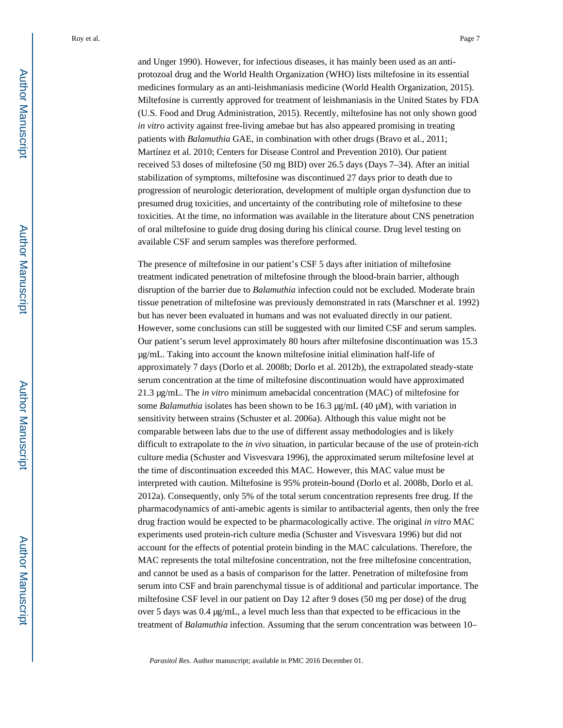and Unger 1990). However, for infectious diseases, it has mainly been used as an anti-protozoal drug and the World Health Organization (WHO) lists miltefosine in its essential medicines formulary as an anti-leishmaniasis medicine (World Health Organization, 2015). Miltefosine is currently approved for treatment of leishmaniasis in the United States by FDA (U.S. Food and Drug Administration, 2015). Recently, miltefosine has not only shown good *in vitro* activity against free-living amebae but has also appeared promising in treating patients with *Balamuthia* GAE, in combination with other drugs (Bravo et al., 2011; Martínez et al. 2010; Centers for Disease Control and Prevention 2010). Our patient received 53 doses of miltefosine (50 mg BID) over 26.5 days (Days 7–34). After an initial stabilization of symptoms, miltefosine was discontinued 27 days prior to death due to progression of neurologic deterioration, development of multiple organ dysfunction due to presumed drug toxicities, and uncertainty of the contributing role of miltefosine to these toxicities. At the time, no information was available in the literature about CNS penetration of oral miltefosine to guide drug dosing during his clinical course. Drug level testing on available CSF and serum samples was therefore performed.

The presence of miltefosine in our patient's CSF 5 days after initiation of miltefosine treatment indicated penetration of miltefosine through the blood-brain barrier, although disruption of the barrier due to *Balamuthia* infection could not be excluded. Moderate brain tissue penetration of miltefosine was previously demonstrated in rats (Marschner et al. 1992) but has never been evaluated in humans and was not evaluated directly in our patient. However, some conclusions can still be suggested with our limited CSF and serum samples. Our patient's serum level approximately 80 hours after miltefosine discontinuation was 15.3 μg/mL. Taking into account the known miltefosine initial elimination half-life of approximately 7 days (Dorlo et al. 2008b; Dorlo et al. 2012b), the extrapolated steady-state serum concentration at the time of miltefosine discontinuation would have approximated 21.3 μg/mL. The *in vitro* minimum amebacidal concentration (MAC) of miltefosine for some *Balamuthia* isolates has been shown to be 16.3 μg/mL (40 μM), with variation in sensitivity between strains (Schuster et al. 2006a). Although this value might not be comparable between labs due to the use of different assay methodologies and is likely difficult to extrapolate to the *in vivo* situation, in particular because of the use of protein-rich culture media (Schuster and Visvesvara 1996), the approximated serum miltefosine level at the time of discontinuation exceeded this MAC. However, this MAC value must be interpreted with caution. Miltefosine is 95% protein-bound (Dorlo et al. 2008b, Dorlo et al. 2012a). Consequently, only 5% of the total serum concentration represents free drug. If the pharmacodynamics of anti-amebic agents is similar to antibacterial agents, then only the free drug fraction would be expected to be pharmacologically active. The original *in vitro* MAC experiments used protein-rich culture media (Schuster and Visvesvara 1996) but did not account for the effects of potential protein binding in the MAC calculations. Therefore, the MAC represents the total miltefosine concentration, not the free miltefosine concentration, and cannot be used as a basis of comparison for the latter. Penetration of miltefosine from serum into CSF and brain parenchymal tissue is of additional and particular importance. The miltefosine CSF level in our patient on Day 12 after 9 doses (50 mg per dose) of the drug over 5 days was 0.4 μg/mL, a level much less than that expected to be efficacious in the treatment of *Balamuthia* infection. Assuming that the serum concentration was between 10–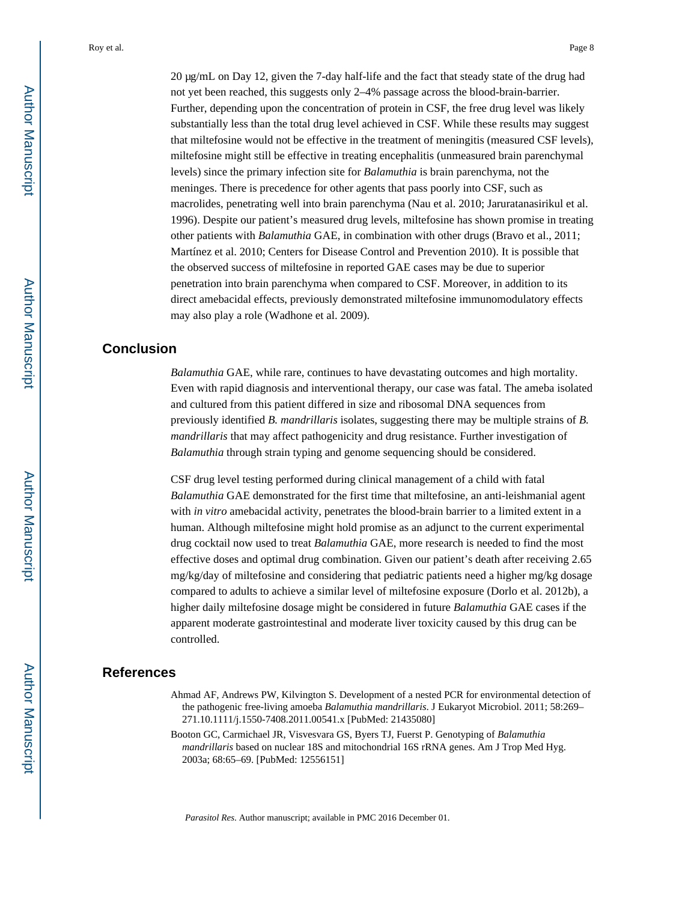20 μg/mL on Day 12, given the 7-day half-life and the fact that steady state of the drug had not yet been reached, this suggests only 2–4% passage across the blood-brain-barrier. Further, depending upon the concentration of protein in CSF, the free drug level was likely substantially less than the total drug level achieved in CSF. While these results may suggest that miltefosine would not be effective in the treatment of meningitis (measured CSF levels), miltefosine might still be effective in treating encephalitis (unmeasured brain parenchymal levels) since the primary infection site for *Balamuthia* is brain parenchyma, not the meninges. There is precedence for other agents that pass poorly into CSF, such as macrolides, penetrating well into brain parenchyma (Nau et al. 2010; Jaruratanasirikul et al. 1996). Despite our patient's measured drug levels, miltefosine has shown promise in treating other patients with *Balamuthia* GAE, in combination with other drugs (Bravo et al., 2011; Martínez et al. 2010; Centers for Disease Control and Prevention 2010). It is possible that the observed success of miltefosine in reported GAE cases may be due to superior penetration into brain parenchyma when compared to CSF. Moreover, in addition to its direct amebacidal effects, previously demonstrated miltefosine immunomodulatory effects may also play a role (Wadhone et al. 2009).

## Conclusion

*Balamuthia* GAE, while rare, continues to have devastating outcomes and high mortality. Even with rapid diagnosis and interventional therapy, our case was fatal. The ameba isolated and cultured from this patient differed in size and ribosomal DNA sequences from previously identified *B. mandrillaris* isolates, suggesting there may be multiple strains of *B. mandrillaris* that may affect pathogenicity and drug resistance. Further investigation of *Balamuthia* through strain typing and genome sequencing should be considered.

CSF drug level testing performed during clinical management of a child with fatal *Balamuthia* GAE demonstrated for the first time that miltefosine, an anti-leishmanial agent with *in vitro* amebacidal activity, penetrates the blood-brain barrier to a limited extent in a human. Although miltefosine might hold promise as an adjunct to the current experimental drug cocktail now used to treat *Balamuthia* GAE, more research is needed to find the most effective doses and optimal drug combination. Given our patient's death after receiving 2.65 mg/kg/day of miltefosine and considering that pediatric patients need a higher mg/kg dosage compared to adults to achieve a similar level of miltefosine exposure (Dorlo et al. 2012b), a higher daily miltefosine dosage might be considered in future *Balamuthia* GAE cases if the apparent moderate gastrointestinal and moderate liver toxicity caused by this drug can be controlled.

## References

Ahmad AF, Andrews PW, Kilvington S. Development of a nested PCR for environmental detection of the pathogenic free-living amoeba *Balamuthia mandrillaris*. J Eukaryot Microbiol. 2011; 58:269–271.10.1111/j.1550-7408.2011.00541.x [PubMed: 21435080]

Booton GC, Carmichael JR, Visvesvara GS, Byers TJ, Fuerst P. Genotyping of *Balamuthia mandrillaris* based on nuclear 18S and mitochondrial 16S rRNA genes. Am J Trop Med Hyg. 2003a; 68:65–69. [PubMed: 12556151]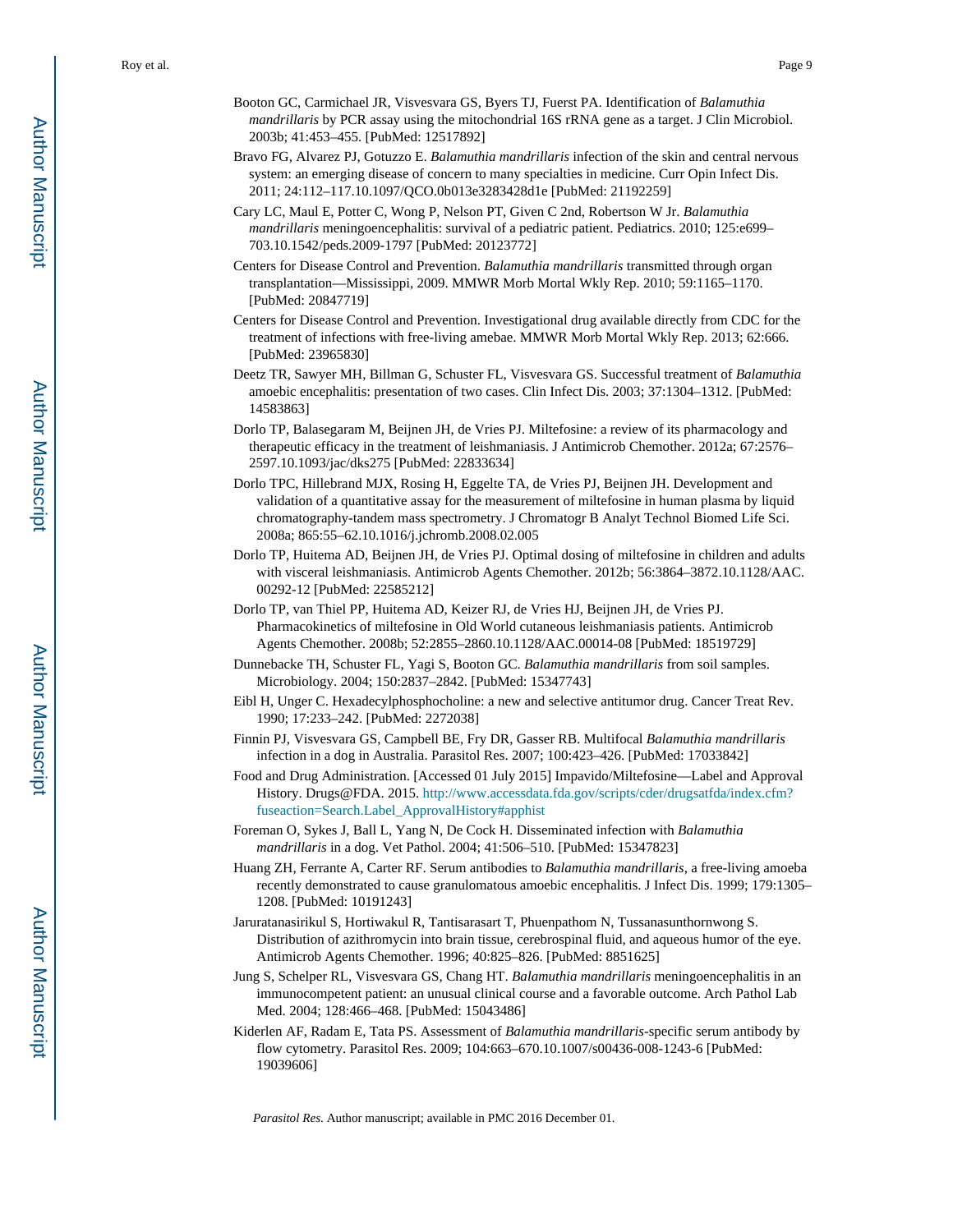Booton GC, Carmichael JR, Visvesvara GS, Byers TJ, Fuerst PA. Identification of *Balamuthia mandrillaris* by PCR assay using the mitochondrial 16S rRNA gene as a target. J Clin Microbiol. 2003b; 41:453–455. [PubMed: 12517892]

Bravo FG, Alvarez PJ, Gotuzzo E. *Balamuthia mandrillaris* infection of the skin and central nervous system: an emerging disease of concern to many specialties in medicine. Curr Opin Infect Dis. 2011; 24:112–117.10.1097/QCO.0b013e3283428d1e [PubMed: 21192259]

Cary LC, Maul E, Potter C, Wong P, Nelson PT, Given C 2nd, Robertson W Jr. *Balamuthia mandrillaris* meningoencephalitis: survival of a pediatric patient. Pediatrics. 2010; 125:e699–703.10.1542/peds.2009-1797 [PubMed: 20123772]

Centers for Disease Control and Prevention. *Balamuthia mandrillaris* transmitted through organ transplantation—Mississippi, 2009. MMWR Morb Mortal Wkly Rep. 2010; 59:1165–1170. [PubMed: 20847719]

Centers for Disease Control and Prevention. Investigational drug available directly from CDC for the treatment of infections with free-living amebae. MMWR Morb Mortal Wkly Rep. 2013; 62:666. [PubMed: 23965830]

Deetz TR, Sawyer MH, Billman G, Schuster FL, Visvesvara GS. Successful treatment of *Balamuthia* amoebic encephalitis: presentation of two cases. Clin Infect Dis. 2003; 37:1304–1312. [PubMed: 14583863]

Dorlo TP, Balasegaram M, Beijnen JH, de Vries PJ. Miltefosine: a review of its pharmacology and therapeutic efficacy in the treatment of leishmaniasis. J Antimicrob Chemother. 2012a; 67:2576–2597.10.1093/jac/dks275 [PubMed: 22833634]

Dorlo TPC, Hillebrand MJX, Rosing H, Eggelte TA, de Vries PJ, Beijnen JH. Development and validation of a quantitative assay for the measurement of miltefosine in human plasma by liquid chromatography-tandem mass spectrometry. J Chromatogr B Analyt Technol Biomed Life Sci. 2008a; 865:55–62.10.1016/j.jchromb.2008.02.005

Dorlo TP, Huitema AD, Beijnen JH, de Vries PJ. Optimal dosing of miltefosine in children and adults with visceral leishmaniasis. Antimicrob Agents Chemother. 2012b; 56:3864–3872.10.1128/AAC.00292-12 [PubMed: 22585212]

Dorlo TP, van Thiel PP, Huitema AD, Keizer RJ, de Vries HJ, Beijnen JH, de Vries PJ. Pharmacokinetics of miltefosine in Old World cutaneous leishmaniasis patients. Antimicrob Agents Chemother. 2008b; 52:2855–2860.10.1128/AAC.00014-08 [PubMed: 18519729]

Dunnebacke TH, Schuster FL, Yagi S, Booton GC. *Balamuthia mandrillaris* from soil samples. Microbiology. 2004; 150:2837–2842. [PubMed: 15347743]

Eibl H, Unger C. Hexadecylphosphocholine: a new and selective antitumor drug. Cancer Treat Rev. 1990; 17:233–242. [PubMed: 2272038]

Finnin PJ, Visvesvara GS, Campbell BE, Fry DR, Gasser RB. Multifocal *Balamuthia mandrillaris* infection in a dog in Australia. Parasitol Res. 2007; 100:423–426. [PubMed: 17033842]

Food and Drug Administration. [Accessed 01 July 2015] Impavido/Miltefosine—Label and Approval History. Drugs@FDA. 2015. http://www.accessdata.fda.gov/scripts/cder/drugsatfda/index.cfm?fuseaction=Search.Label_ApprovalHistory#apphist

Foreman O, Sykes J, Ball L, Yang N, De Cock H. Disseminated infection with *Balamuthia mandrillaris* in a dog. Vet Pathol. 2004; 41:506–510. [PubMed: 15347823]

Huang ZH, Ferrante A, Carter RF. Serum antibodies to *Balamuthia mandrillaris*, a free-living amoeba recently demonstrated to cause granulomatous amoebic encephalitis. J Infect Dis. 1999; 179:1305–1208. [PubMed: 10191243]

Jaruratanasirikul S, Hortiwakul R, Tantisarasart T, Phuenpathom N, Tussanasunthornwong S. Distribution of azithromycin into brain tissue, cerebrospinal fluid, and aqueous humor of the eye. Antimicrob Agents Chemother. 1996; 40:825–826. [PubMed: 8851625]

Jung S, Schelper RL, Visvesvara GS, Chang HT. *Balamuthia mandrillaris* meningoencephalitis in an immunocompetent patient: an unusual clinical course and a favorable outcome. Arch Pathol Lab Med. 2004; 128:466–468. [PubMed: 15043486]

Kiderlen AF, Radam E, Tata PS. Assessment of *Balamuthia mandrillaris*-specific serum antibody by flow cytometry. Parasitol Res. 2009; 104:663–670.10.1007/s00436-008-1243-6 [PubMed: 19039606]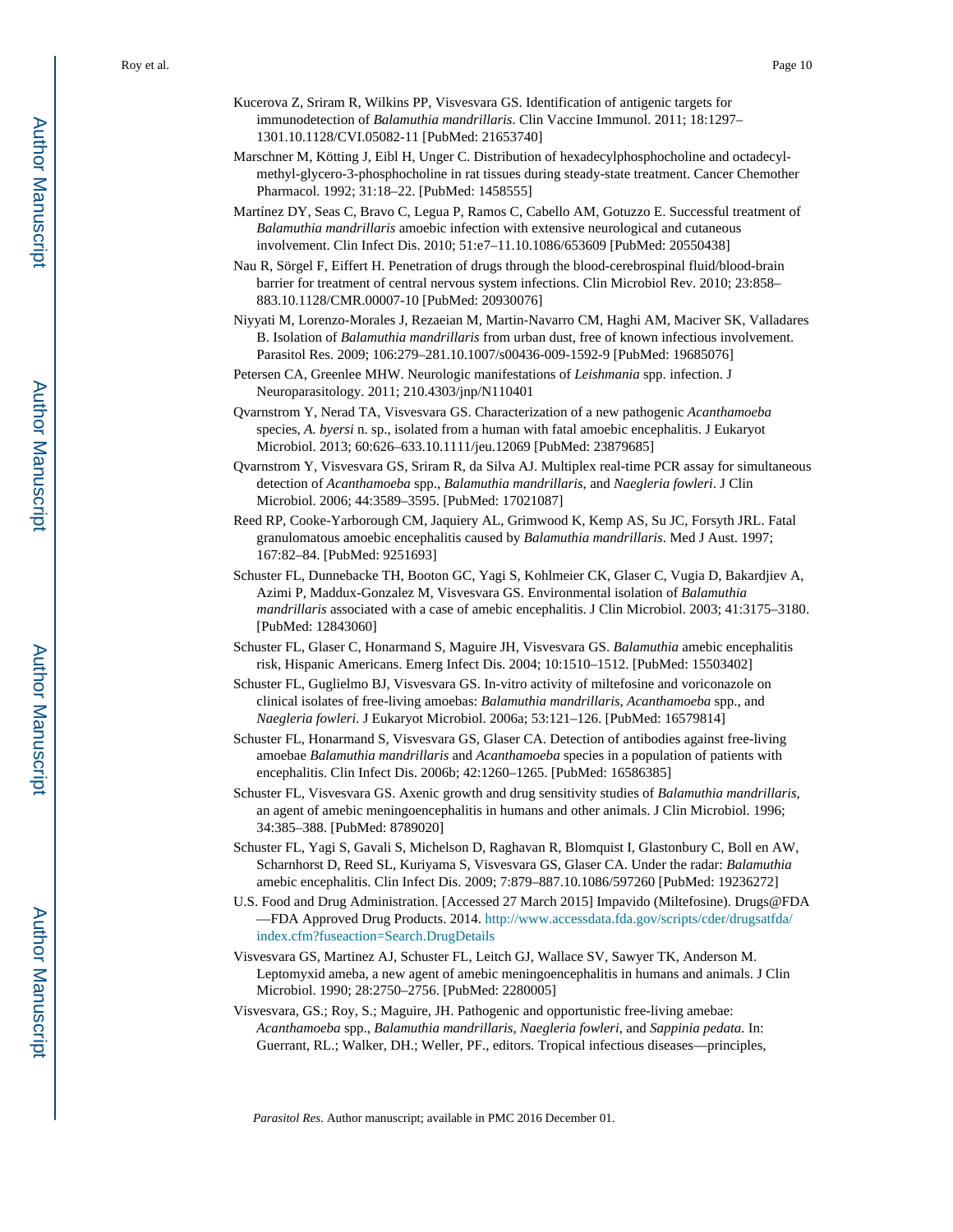Kucerova Z, Sriram R, Wilkins PP, Visvesvara GS. Identification of antigenic targets for immunodetection of *Balamuthia mandrillaris*. Clin Vaccine Immunol. 2011; 18:1297–1301.10.1128/CVI.05082-11 [PubMed: 21653740]

Marschner M, Kötting J, Eibl H, Unger C. Distribution of hexadecylphosphocholine and octadecyl-methyl-glycero-3-phosphocholine in rat tissues during steady-state treatment. Cancer Chemother Pharmacol. 1992; 31:18–22. [PubMed: 1458555]

Martínez DY, Seas C, Bravo C, Legua P, Ramos C, Cabello AM, Gotuzzo E. Successful treatment of *Balamuthia mandrillaris* amoebic infection with extensive neurological and cutaneous involvement. Clin Infect Dis. 2010; 51:e7–11.10.1086/653609 [PubMed: 20550438]

Nau R, Sörgel F, Eiffert H. Penetration of drugs through the blood-cerebrospinal fluid/blood-brain barrier for treatment of central nervous system infections. Clin Microbiol Rev. 2010; 23:858–883.10.1128/CMR.00007-10 [PubMed: 20930076]

Niyyati M, Lorenzo-Morales J, Rezaeian M, Martin-Navarro CM, Haghi AM, Maciver SK, Valladares B. Isolation of *Balamuthia mandrillaris* from urban dust, free of known infectious involvement. Parasitol Res. 2009; 106:279–281.10.1007/s00436-009-1592-9 [PubMed: 19685076]

Petersen CA, Greenlee MHW. Neurologic manifestations of *Leishmania* spp. infection. J Neuroparasitology. 2011; 210.4303/jnp/N110401

Qvarnstrom Y, Nerad TA, Visvesvara GS. Characterization of a new pathogenic *Acanthamoeba* species, *A. byersi* n. sp., isolated from a human with fatal amoebic encephalitis. J Eukaryot Microbiol. 2013; 60:626–633.10.1111/jeu.12069 [PubMed: 23879685]

Qvarnstrom Y, Visvesvara GS, Sriram R, da Silva AJ. Multiplex real-time PCR assay for simultaneous detection of *Acanthamoeba* spp., *Balamuthia mandrillaris*, and *Naegleria fowleri*. J Clin Microbiol. 2006; 44:3589–3595. [PubMed: 17021087]

Reed RP, Cooke-Yarborough CM, Jaquiery AL, Grimwood K, Kemp AS, Su JC, Forsyth JRL. Fatal granulomatous amoebic encephalitis caused by *Balamuthia mandrillaris*. Med J Aust. 1997; 167:82–84. [PubMed: 9251693]

Schuster FL, Dunnebacke TH, Booton GC, Yagi S, Kohlmeier CK, Glaser C, Vugia D, Bakardjiev A, Azimi P, Maddux-Gonzalez M, Visvesvara GS. Environmental isolation of *Balamuthia mandrillaris* associated with a case of amebic encephalitis. J Clin Microbiol. 2003; 41:3175–3180. [PubMed: 12843060]

Schuster FL, Glaser C, Honarmand S, Maguire JH, Visvesvara GS. *Balamuthia* amebic encephalitis risk, Hispanic Americans. Emerg Infect Dis. 2004; 10:1510–1512. [PubMed: 15503402]

Schuster FL, Guglielmo BJ, Visvesvara GS. In-vitro activity of miltefosine and voriconazole on clinical isolates of free-living amoebas: *Balamuthia mandrillaris, Acanthamoeba* spp., and *Naegleria fowleri*. J Eukaryot Microbiol. 2006a; 53:121–126. [PubMed: 16579814]

Schuster FL, Honarmand S, Visvesvara GS, Glaser CA. Detection of antibodies against free-living amoebae *Balamuthia mandrillaris* and *Acanthamoeba* species in a population of patients with encephalitis. Clin Infect Dis. 2006b; 42:1260–1265. [PubMed: 16586385]

Schuster FL, Visvesvara GS. Axenic growth and drug sensitivity studies of *Balamuthia mandrillaris*, an agent of amebic meningoencephalitis in humans and other animals. J Clin Microbiol. 1996; 34:385–388. [PubMed: 8789020]

Schuster FL, Yagi S, Gavali S, Michelson D, Raghavan R, Blomquist I, Glastonbury C, Boll en AW, Scharnhorst D, Reed SL, Kuriyama S, Visvesvara GS, Glaser CA. Under the radar: *Balamuthia* amebic encephalitis. Clin Infect Dis. 2009; 7:879–887.10.1086/597260 [PubMed: 19236272]

U.S. Food and Drug Administration. [Accessed 27 March 2015] Impavido (Miltefosine). Drugs@FDA —FDA Approved Drug Products. 2014. http://www.accessdata.fda.gov/scripts/cder/drugsatfda/index.cfm?fuseaction=Search.DrugDetails

Visvesvara GS, Martinez AJ, Schuster FL, Leitch GJ, Wallace SV, Sawyer TK, Anderson M. Leptomyxid ameba, a new agent of amebic meningoencephalitis in humans and animals. J Clin Microbiol. 1990; 28:2750–2756. [PubMed: 2280005]

Visvesvara, GS.; Roy, S.; Maguire, JH. Pathogenic and opportunistic free-living amebae: *Acanthamoeba* spp., *Balamuthia mandrillaris, Naegleria fowleri*, and *Sappinia pedata*. In: Guerrant, RL.; Walker, DH.; Weller, PF., editors. Tropical infectious diseases—principles,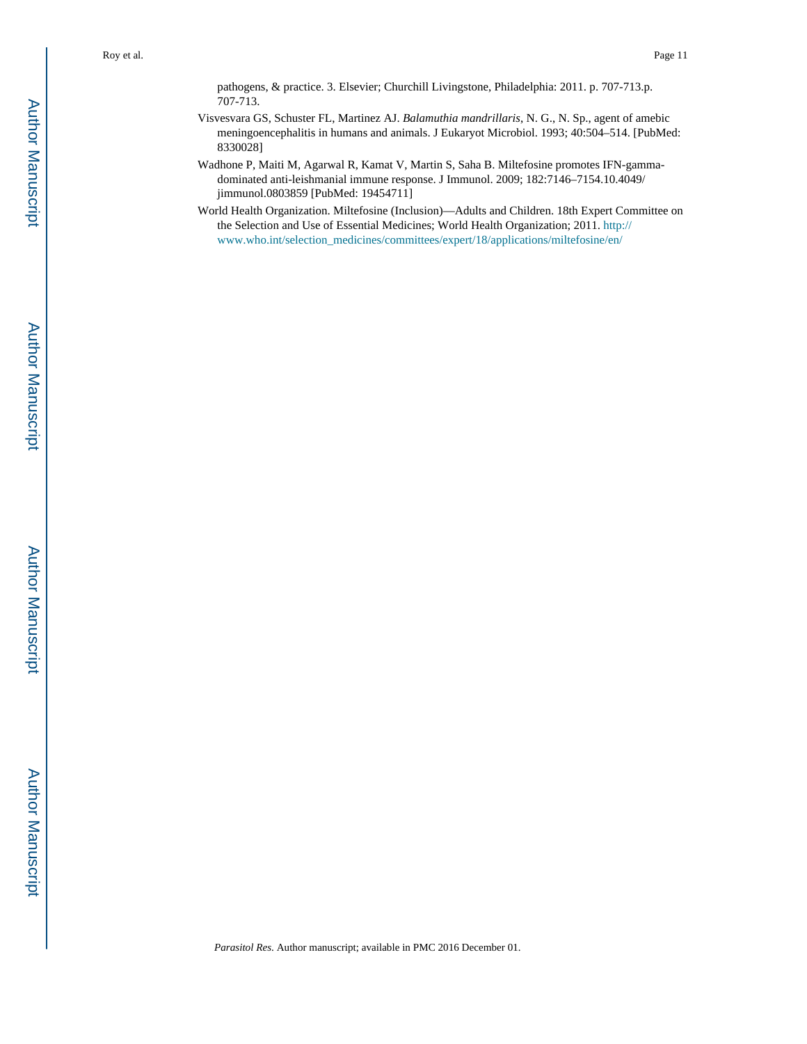pathogens, & practice. 3. Elsevier; Churchill Livingstone, Philadelphia: 2011. p. 707-713.p. 707-713.

Visvesvara GS, Schuster FL, Martinez AJ. *Balamuthia mandrillaris*, N. G., N. Sp., agent of amebic meningoencephalitis in humans and animals. J Eukaryot Microbiol. 1993; 40:504–514. [PubMed: 8330028]

Wadhone P, Maiti M, Agarwal R, Kamat V, Martin S, Saha B. Miltefosine promotes IFN-gamma-dominated anti-leishmanial immune response. J Immunol. 2009; 182:7146–7154.10.4049/jimmunol.0803859 [PubMed: 19454711]

World Health Organization. Miltefosine (Inclusion)—Adults and Children. 18th Expert Committee on the Selection and Use of Essential Medicines; World Health Organization; 2011. http://www.who.int/selection_medicines/committees/expert/18/applications/miltefosine/en/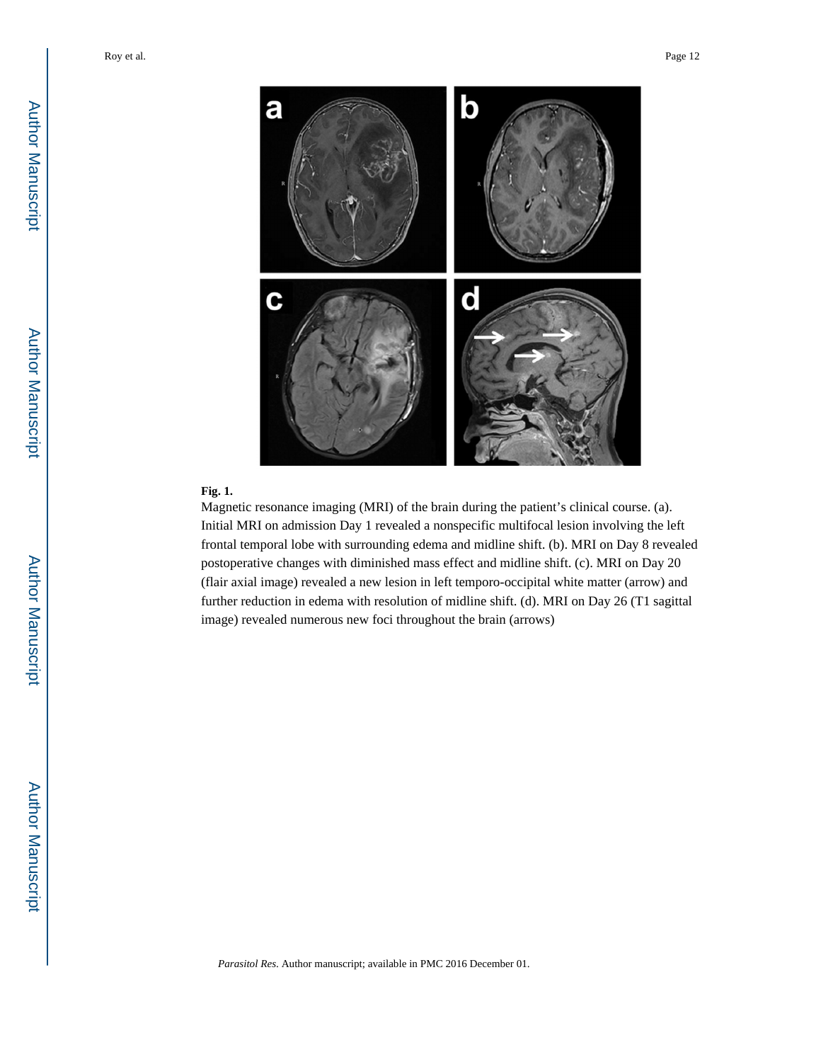**Fig. 1.**

Magnetic resonance imaging (MRI) of the brain during the patient's clinical course. (a). Initial MRI on admission Day 1 revealed a nonspecific multifocal lesion involving the left frontal temporal lobe with surrounding edema and midline shift. (b). MRI on Day 8 revealed postoperative changes with diminished mass effect and midline shift. (c). MRI on Day 20 (flair axial image) revealed a new lesion in left temporo-occipital white matter (arrow) and further reduction in edema with resolution of midline shift. (d). MRI on Day 26 (T1 sagittal image) revealed numerous new foci throughout the brain (arrows)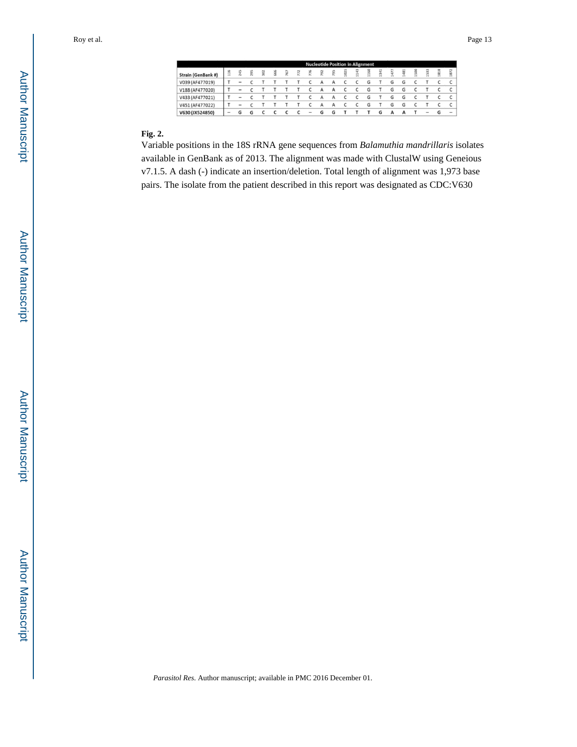| Strain (GenBank #) | Nucleotide Position in Alignment | | | | | | | | | | | | | | | | | | | |
|---|---|---|---|---|---|---|---|---|---|---|---|---|---|---|---|---|---|---|---|---|
| | 116 | 245 | 295 | 302 | 666 | 767 | 772 | 776 | 792 | 795 | 1025 | 1143 | 1160 | 1341 | 1477 | 1481 | 1500 | 1533 | 1818 | 1872 |
| V039 (AF477019) | T | – | C | T | T | T | T | C | A | A | C | C | G | T | G | G | C | T | C | C |
| V188 (AF477020) | T | – | C | T | T | T | T | C | A | A | C | C | G | T | G | G | C | T | C | C |
| V433 (AF477021) | T | – | C | T | T | T | T | C | A | A | C | C | G | T | G | G | C | T | C | C |
| V451 (AF477022) | T | – | C | T | T | T | T | C | A | A | C | C | G | T | G | G | C | T | C | C |
| **V630 (JX524850)** | **–** | **G** | **G** | **C** | **C** | **C** | **C** | **–** | **G** | **G** | **T** | **T** | **T** | **G** | **A** | **A** | **T** | **–** | **G** | **–** |

**Fig. 2.**

Variable positions in the 18S rRNA gene sequences from *Balamuthia mandrillaris* isolates available in GenBank as of 2013. The alignment was made with ClustalW using Geneious v7.1.5. A dash (-) indicate an insertion/deletion. Total length of alignment was 1,973 base pairs. The isolate from the patient described in this report was designated as CDC:V630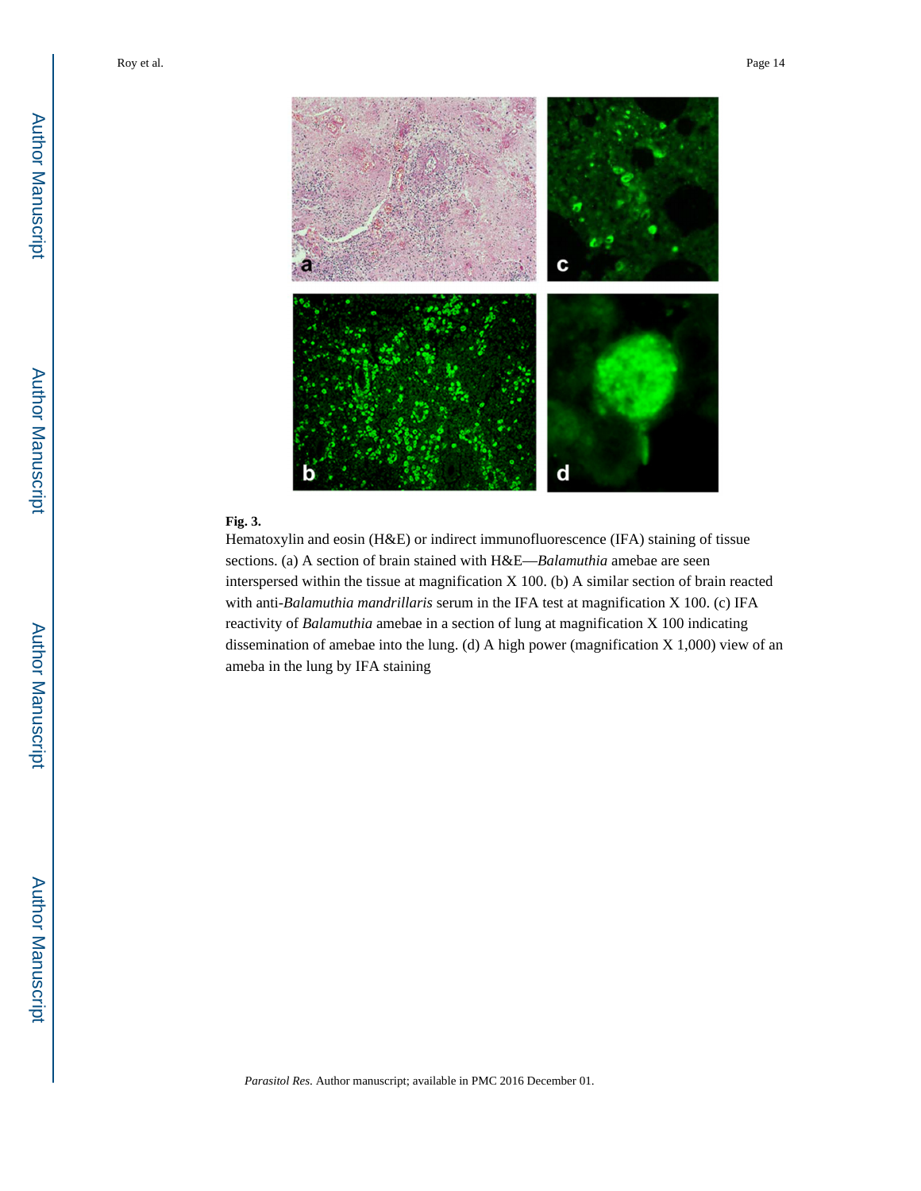**Fig. 3.**

Hematoxylin and eosin (H&E) or indirect immunofluorescence (IFA) staining of tissue sections. (a) A section of brain stained with H&E—*Balamuthia* amebae are seen interspersed within the tissue at magnification X 100. (b) A similar section of brain reacted with anti-*Balamuthia mandrillaris* serum in the IFA test at magnification X 100. (c) IFA reactivity of *Balamuthia* amebae in a section of lung at magnification X 100 indicating dissemination of amebae into the lung. (d) A high power (magnification X 1,000) view of an ameba in the lung by IFA staining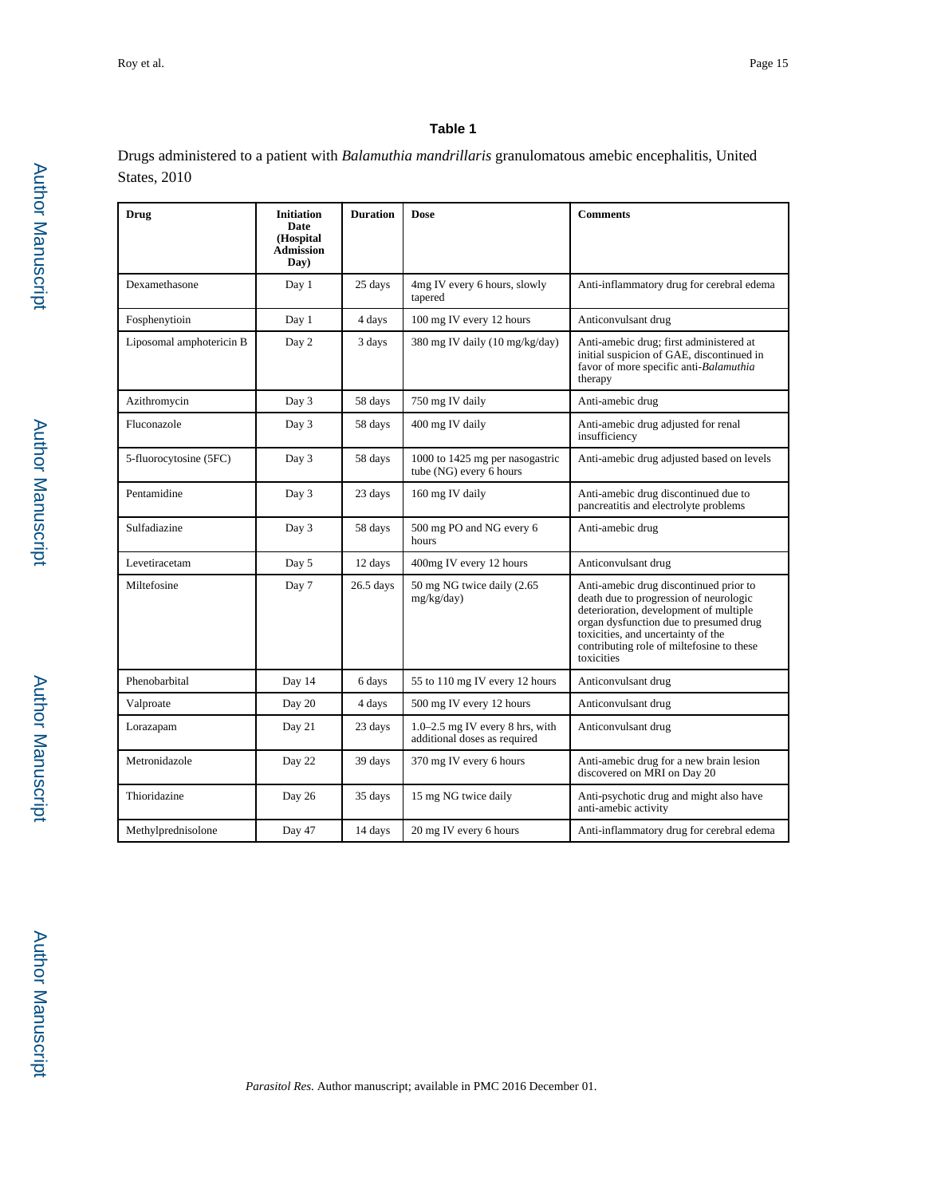## Table 1

Drugs administered to a patient with *Balamuthia mandrillaris* granulomatous amebic encephalitis, United States, 2010

| Drug | Initiation Date (Hospital Admission Day) | Duration | Dose | Comments |
|---|---|---|---|---|
| Dexamethasone | Day 1 | 25 days | 4mg IV every 6 hours, slowly tapered | Anti-inflammatory drug for cerebral edema |
| Fosphenytioin | Day 1 | 4 days | 100 mg IV every 12 hours | Anticonvulsant drug |
| Liposomal amphotericin B | Day 2 | 3 days | 380 mg IV daily (10 mg/kg/day) | Anti-amebic drug; first administered at initial suspicion of GAE, discontinued in favor of more specific anti-*Balamuthia* therapy |
| Azithromycin | Day 3 | 58 days | 750 mg IV daily | Anti-amebic drug |
| Fluconazole | Day 3 | 58 days | 400 mg IV daily | Anti-amebic drug adjusted for renal insufficiency |
| 5-fluorocytosine (5FC) | Day 3 | 58 days | 1000 to 1425 mg per nasogastric tube (NG) every 6 hours | Anti-amebic drug adjusted based on levels |
| Pentamidine | Day 3 | 23 days | 160 mg IV daily | Anti-amebic drug discontinued due to pancreatitis and electrolyte problems |
| Sulfadiazine | Day 3 | 58 days | 500 mg PO and NG every 6 hours | Anti-amebic drug |
| Levetiracetam | Day 5 | 12 days | 400mg IV every 12 hours | Anticonvulsant drug |
| Miltefosine | Day 7 | 26.5 days | 50 mg NG twice daily (2.65 mg/kg/day) | Anti-amebic drug discontinued prior to death due to progression of neurologic deterioration, development of multiple organ dysfunction due to presumed drug toxicities, and uncertainty of the contributing role of miltefosine to these toxicities |
| Phenobarbital | Day 14 | 6 days | 55 to 110 mg IV every 12 hours | Anticonvulsant drug |
| Valproate | Day 20 | 4 days | 500 mg IV every 12 hours | Anticonvulsant drug |
| Lorazapam | Day 21 | 23 days | 1.0–2.5 mg IV every 8 hrs, with additional doses as required | Anticonvulsant drug |
| Metronidazole | Day 22 | 39 days | 370 mg IV every 6 hours | Anti-amebic drug for a new brain lesion discovered on MRI on Day 20 |
| Thioridazine | Day 26 | 35 days | 15 mg NG twice daily | Anti-psychotic drug and might also have anti-amebic activity |
| Methylprednisolone | Day 47 | 14 days | 20 mg IV every 6 hours | Anti-inflammatory drug for cerebral edema |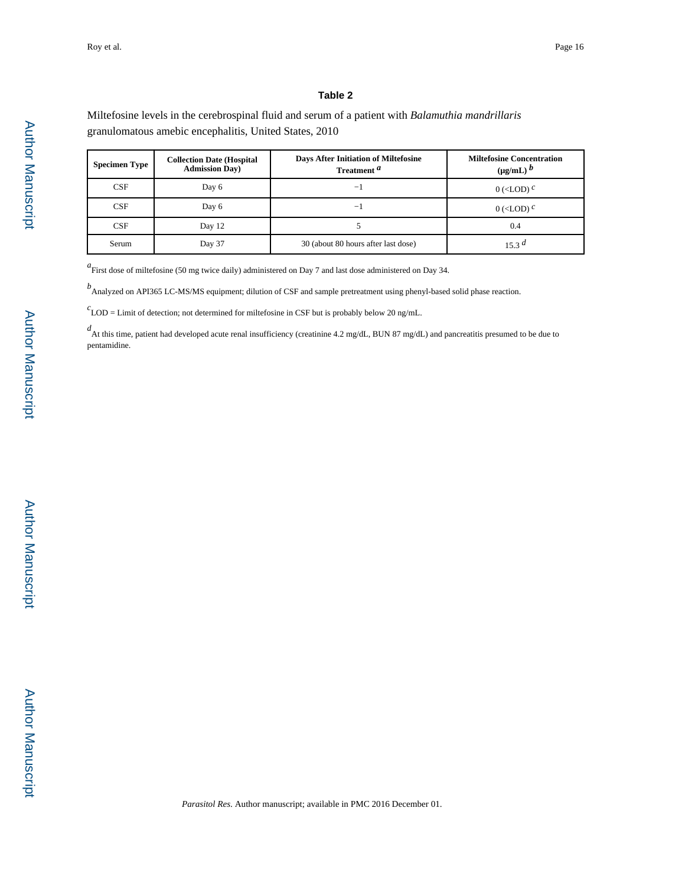### Table 2

Miltefosine levels in the cerebrospinal fluid and serum of a patient with *Balamuthia mandrillaris* granulomatous amebic encephalitis, United States, 2010

| Specimen Type | Collection Date (Hospital Admission Day) | Days After Initiation of Miltefosine Treatment [a] | Miltefosine Concentration (μg/mL) [b] |
|---|---|---|---|
| CSF | Day 6 | −1 | 0 (<LOD) [c] |
| CSF | Day 6 | −1 | 0 (<LOD) [c] |
| CSF | Day 12 | 5 | 0.4 |
| Serum | Day 37 | 30 (about 80 hours after last dose) | 15.3 [d] |

[a]First dose of miltefosine (50 mg twice daily) administered on Day 7 and last dose administered on Day 34.

[b]Analyzed on API365 LC-MS/MS equipment; dilution of CSF and sample pretreatment using phenyl-based solid phase reaction.

[c]LOD = Limit of detection; not determined for miltefosine in CSF but is probably below 20 ng/mL.

[d]At this time, patient had developed acute renal insufficiency (creatinine 4.2 mg/dL, BUN 87 mg/dL) and pancreatitis presumed to be due to pentamidine.